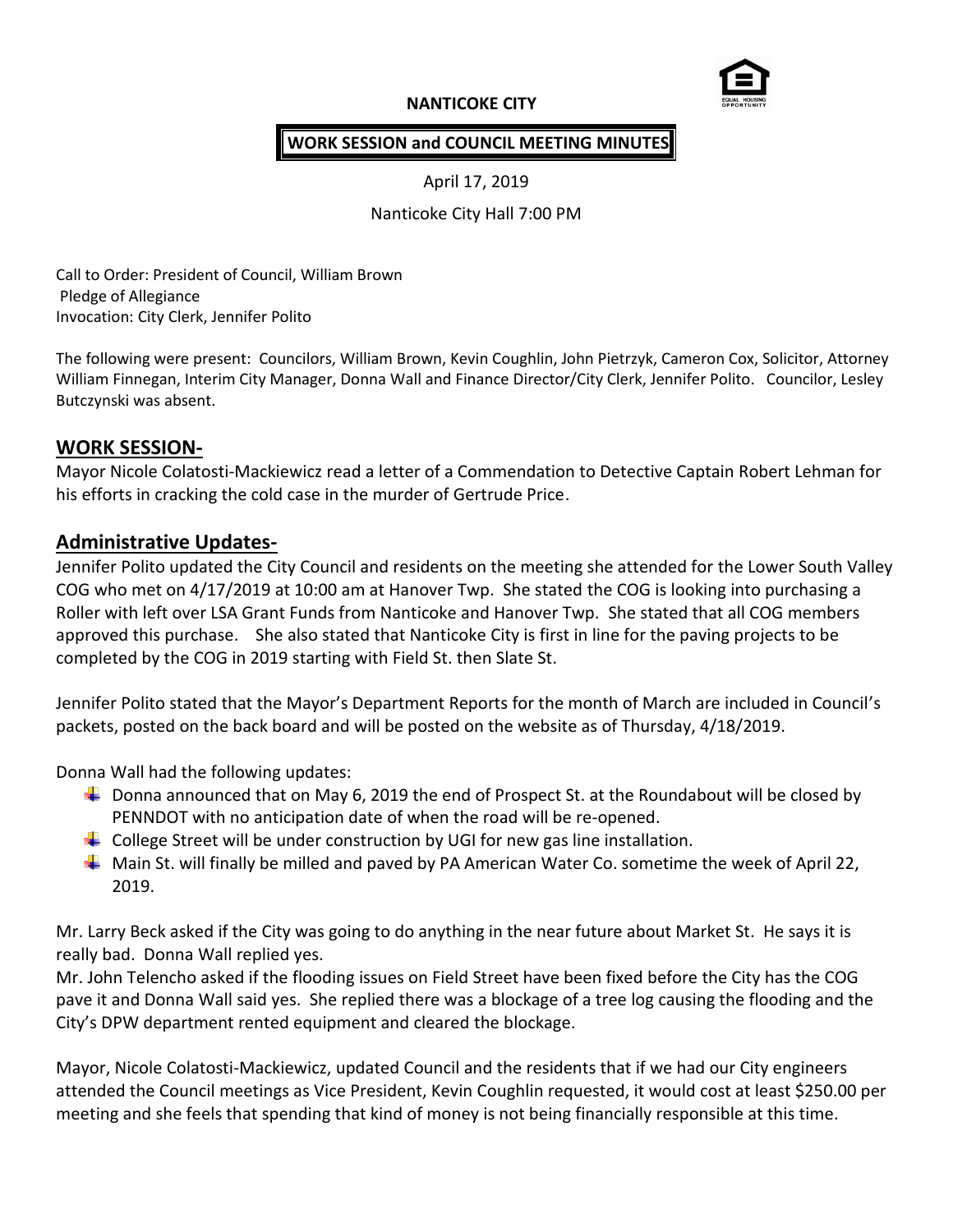**NANTICOKE CITY**

**WORK SESSION and COUNCIL MEETING MINUTES**

April 17, 2019

Nanticoke City Hall 7:00 PM

Call to Order: President of Council, William Brown
Pledge of Allegiance
Invocation: City Clerk, Jennifer Polito

The following were present: Councilors, William Brown, Kevin Coughlin, John Pietrzyk, Cameron Cox, Solicitor, Attorney William Finnegan, Interim City Manager, Donna Wall and Finance Director/City Clerk, Jennifer Polito. Councilor, Lesley Butczynski was absent.

## WORK SESSION-

Mayor Nicole Colatosti-Mackiewicz read a letter of a Commendation to Detective Captain Robert Lehman for his efforts in cracking the cold case in the murder of Gertrude Price.

## Administrative Updates-

Jennifer Polito updated the City Council and residents on the meeting she attended for the Lower South Valley COG who met on 4/17/2019 at 10:00 am at Hanover Twp. She stated the COG is looking into purchasing a Roller with left over LSA Grant Funds from Nanticoke and Hanover Twp. She stated that all COG members approved this purchase. She also stated that Nanticoke City is first in line for the paving projects to be completed by the COG in 2019 starting with Field St. then Slate St.

Jennifer Polito stated that the Mayor's Department Reports for the month of March are included in Council's packets, posted on the back board and will be posted on the website as of Thursday, 4/18/2019.

Donna Wall had the following updates:

- Donna announced that on May 6, 2019 the end of Prospect St. at the Roundabout will be closed by PENNDOT with no anticipation date of when the road will be re-opened.
- College Street will be under construction by UGI for new gas line installation.
- Main St. will finally be milled and paved by PA American Water Co. sometime the week of April 22, 2019.

Mr. Larry Beck asked if the City was going to do anything in the near future about Market St. He says it is really bad. Donna Wall replied yes.

Mr. John Telencho asked if the flooding issues on Field Street have been fixed before the City has the COG pave it and Donna Wall said yes. She replied there was a blockage of a tree log causing the flooding and the City's DPW department rented equipment and cleared the blockage.

Mayor, Nicole Colatosti-Mackiewicz, updated Council and the residents that if we had our City engineers attended the Council meetings as Vice President, Kevin Coughlin requested, it would cost at least $250.00 per meeting and she feels that spending that kind of money is not being financially responsible at this time.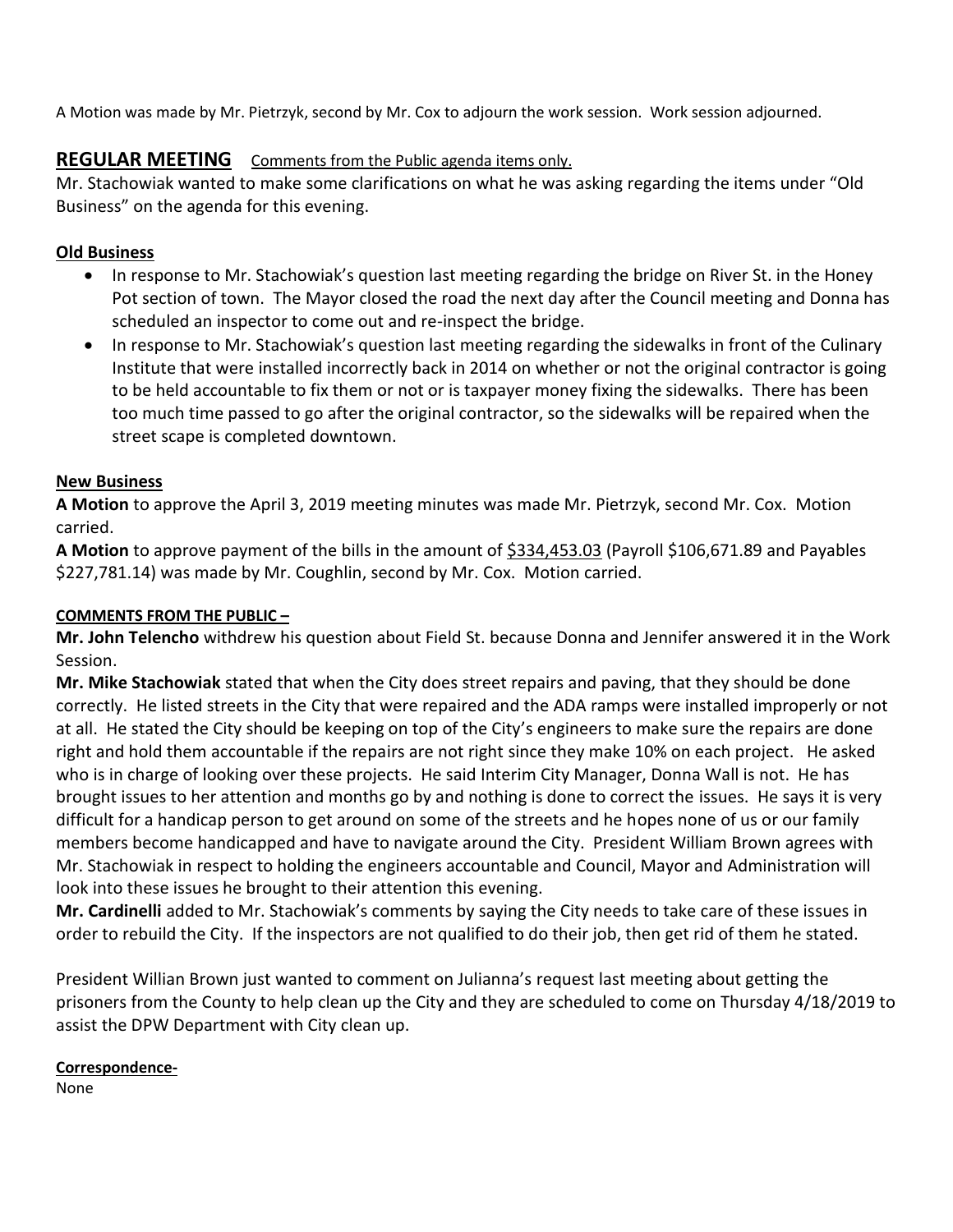A Motion was made by Mr. Pietrzyk, second by Mr. Cox to adjourn the work session. Work session adjourned.

## REGULAR MEETING <u>Comments from the Public agenda items only.</u>

Mr. Stachowiak wanted to make some clarifications on what he was asking regarding the items under "Old Business" on the agenda for this evening.

**<u>Old Business</u>**

- In response to Mr. Stachowiak's question last meeting regarding the bridge on River St. in the Honey Pot section of town. The Mayor closed the road the next day after the Council meeting and Donna has scheduled an inspector to come out and re-inspect the bridge.
- In response to Mr. Stachowiak's question last meeting regarding the sidewalks in front of the Culinary Institute that were installed incorrectly back in 2014 on whether or not the original contractor is going to be held accountable to fix them or not or is taxpayer money fixing the sidewalks. There has been too much time passed to go after the original contractor, so the sidewalks will be repaired when the street scape is completed downtown.

**<u>New Business</u>**

**A Motion** to approve the April 3, 2019 meeting minutes was made Mr. Pietrzyk, second Mr. Cox. Motion carried.

**A Motion** to approve payment of the bills in the amount of <u>$334,453.03</u> (Payroll $106,671.89 and Payables $227,781.14) was made by Mr. Coughlin, second by Mr. Cox. Motion carried.

**<u>COMMENTS FROM THE PUBLIC –</u>**

**Mr. John Telencho** withdrew his question about Field St. because Donna and Jennifer answered it in the Work Session.

**Mr. Mike Stachowiak** stated that when the City does street repairs and paving, that they should be done correctly. He listed streets in the City that were repaired and the ADA ramps were installed improperly or not at all. He stated the City should be keeping on top of the City's engineers to make sure the repairs are done right and hold them accountable if the repairs are not right since they make 10% on each project. He asked who is in charge of looking over these projects. He said Interim City Manager, Donna Wall is not. He has brought issues to her attention and months go by and nothing is done to correct the issues. He says it is very difficult for a handicap person to get around on some of the streets and he hopes none of us or our family members become handicapped and have to navigate around the City. President William Brown agrees with Mr. Stachowiak in respect to holding the engineers accountable and Council, Mayor and Administration will look into these issues he brought to their attention this evening.

**Mr. Cardinelli** added to Mr. Stachowiak's comments by saying the City needs to take care of these issues in order to rebuild the City. If the inspectors are not qualified to do their job, then get rid of them he stated.

President Willian Brown just wanted to comment on Julianna's request last meeting about getting the prisoners from the County to help clean up the City and they are scheduled to come on Thursday 4/18/2019 to assist the DPW Department with City clean up.

**<u>Correspondence-</u>**

None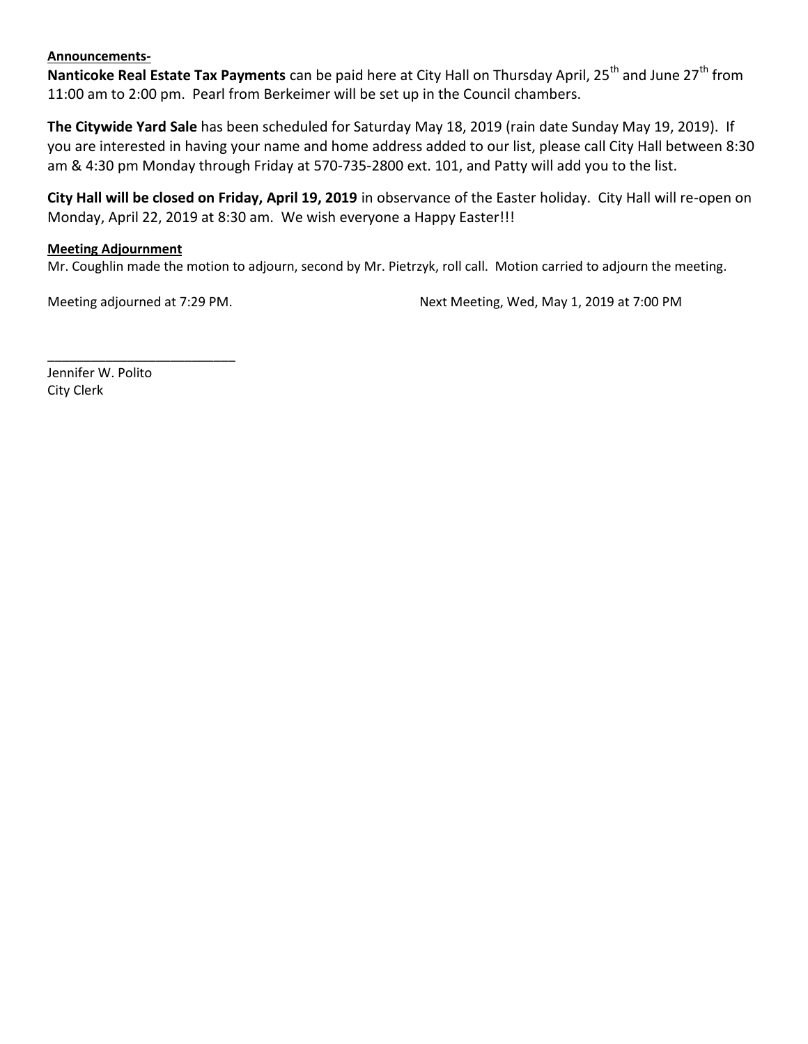**Announcements-**

**Nanticoke Real Estate Tax Payments** can be paid here at City Hall on Thursday April, 25th and June 27th from 11:00 am to 2:00 pm. Pearl from Berkeimer will be set up in the Council chambers.

**The Citywide Yard Sale** has been scheduled for Saturday May 18, 2019 (rain date Sunday May 19, 2019). If you are interested in having your name and home address added to our list, please call City Hall between 8:30 am & 4:30 pm Monday through Friday at 570-735-2800 ext. 101, and Patty will add you to the list.

**City Hall will be closed on Friday, April 19, 2019** in observance of the Easter holiday. City Hall will re-open on Monday, April 22, 2019 at 8:30 am. We wish everyone a Happy Easter!!!

**Meeting Adjournment**

Mr. Coughlin made the motion to adjourn, second by Mr. Pietrzyk, roll call. Motion carried to adjourn the meeting.

Meeting adjourned at 7:29 PM. Next Meeting, Wed, May 1, 2019 at 7:00 PM

___________________________

Jennifer W. Polito
City Clerk